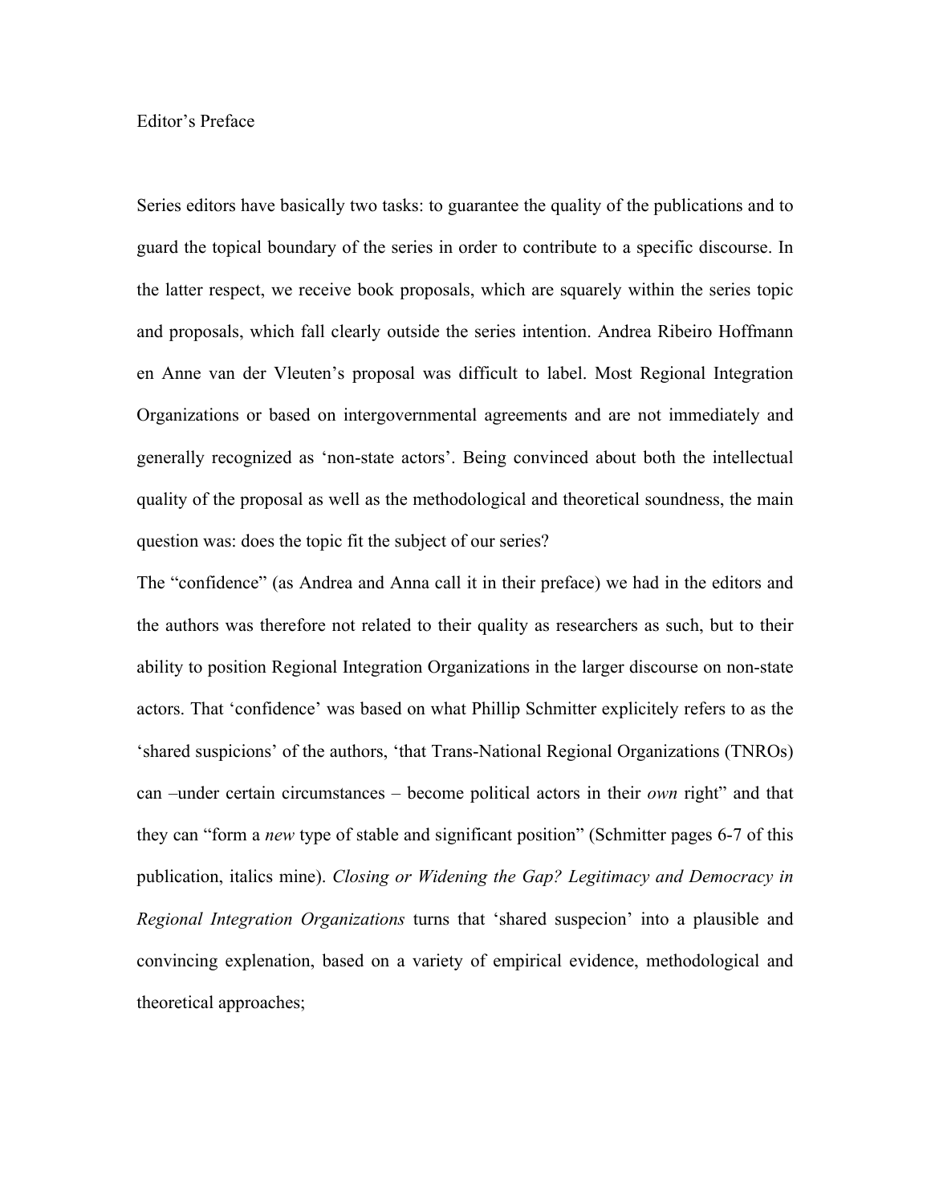# Editor's Preface

Series editors have basically two tasks: to guarantee the quality of the publications and to guard the topical boundary of the series in order to contribute to a specific discourse. In the latter respect, we receive book proposals, which are squarely within the series topic and proposals, which fall clearly outside the series intention. Andrea Ribeiro Hoffmann en Anne van der Vleuten's proposal was difficult to label. Most Regional Integration Organizations or based on intergovernmental agreements and are not immediately and generally recognized as 'non-state actors'. Being convinced about both the intellectual quality of the proposal as well as the methodological and theoretical soundness, the main question was: does the topic fit the subject of our series?

The "confidence" (as Andrea and Anna call it in their preface) we had in the editors and the authors was therefore not related to their quality as researchers as such, but to their ability to position Regional Integration Organizations in the larger discourse on non-state actors. That 'confidence' was based on what Phillip Schmitter explicitely refers to as the 'shared suspicions' of the authors, 'that Trans-National Regional Organizations (TNROs) can –under certain circumstances – become political actors in their *own* right" and that they can "form a *new* type of stable and significant position" (Schmitter pages 6-7 of this publication, italics mine). *Closing or Widening the Gap? Legitimacy and Democracy in Regional Integration Organizations* turns that 'shared suspecion' into a plausible and convincing explenation, based on a variety of empirical evidence, methodological and theoretical approaches;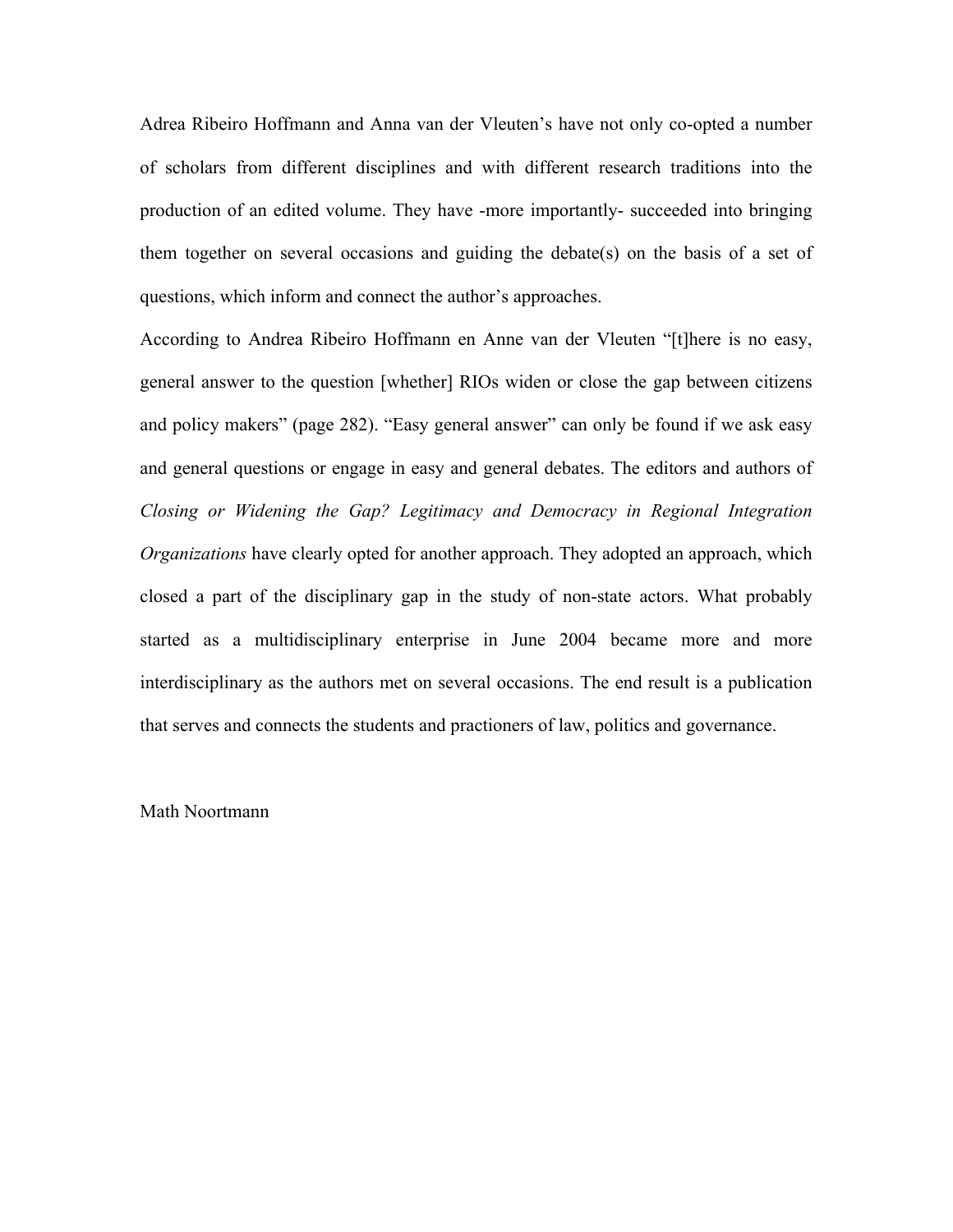Adrea Ribeiro Hoffmann and Anna van der Vleuten's have not only co-opted a number of scholars from different disciplines and with different research traditions into the production of an edited volume. They have -more importantly- succeeded into bringing them together on several occasions and guiding the debate(s) on the basis of a set of questions, which inform and connect the author's approaches.

According to Andrea Ribeiro Hoffmann en Anne van der Vleuten "[t]here is no easy, general answer to the question [whether] RIOs widen or close the gap between citizens and policy makers" (page 282). "Easy general answer" can only be found if we ask easy and general questions or engage in easy and general debates. The editors and authors of *Closing or Widening the Gap? Legitimacy and Democracy in Regional Integration Organizations* have clearly opted for another approach. They adopted an approach, which closed a part of the disciplinary gap in the study of non-state actors. What probably started as a multidisciplinary enterprise in June 2004 became more and more interdisciplinary as the authors met on several occasions. The end result is a publication that serves and connects the students and practioners of law, politics and governance.

Math Noortmann